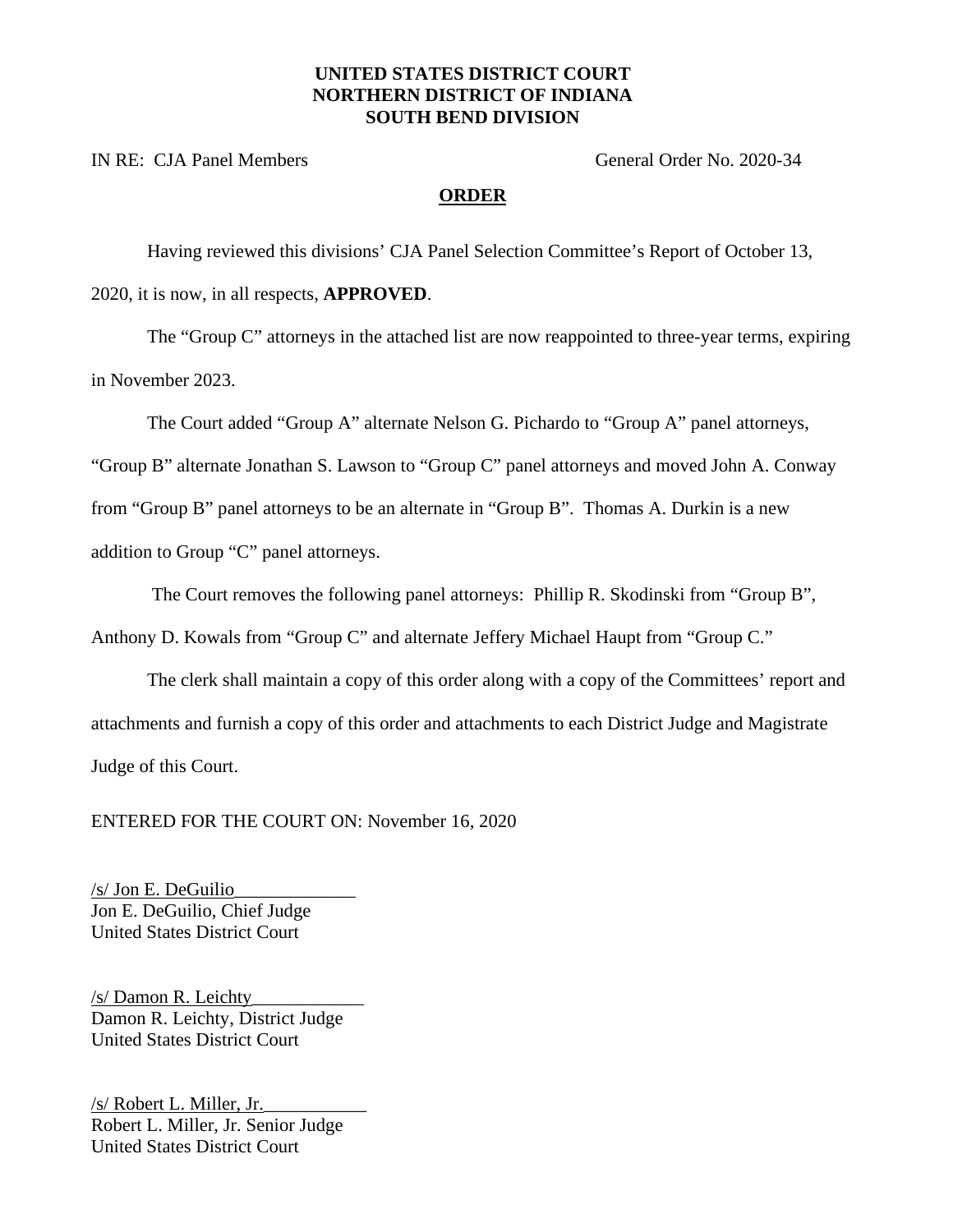**UNITED STATES DISTRICT COURT**
**NORTHERN DISTRICT OF INDIANA**
**SOUTH BEND DIVISION**

IN RE: CJA Panel Members General Order No. 2020-34

**ORDER**

Having reviewed this divisions' CJA Panel Selection Committee's Report of October 13, 2020, it is now, in all respects, **APPROVED**.

The "Group C" attorneys in the attached list are now reappointed to three-year terms, expiring in November 2023.

The Court added "Group A" alternate Nelson G. Pichardo to "Group A" panel attorneys, "Group B" alternate Jonathan S. Lawson to "Group C" panel attorneys and moved John A. Conway from "Group B" panel attorneys to be an alternate in "Group B". Thomas A. Durkin is a new addition to Group "C" panel attorneys.

The Court removes the following panel attorneys: Phillip R. Skodinski from "Group B", Anthony D. Kowals from "Group C" and alternate Jeffery Michael Haupt from "Group C."

The clerk shall maintain a copy of this order along with a copy of the Committees' report and attachments and furnish a copy of this order and attachments to each District Judge and Magistrate Judge of this Court.

ENTERED FOR THE COURT ON: November 16, 2020

/s/ Jon E. DeGuilio
Jon E. DeGuilio, Chief Judge
United States District Court

/s/ Damon R. Leichty
Damon R. Leichty, District Judge
United States District Court

/s/ Robert L. Miller, Jr.
Robert L. Miller, Jr. Senior Judge
United States District Court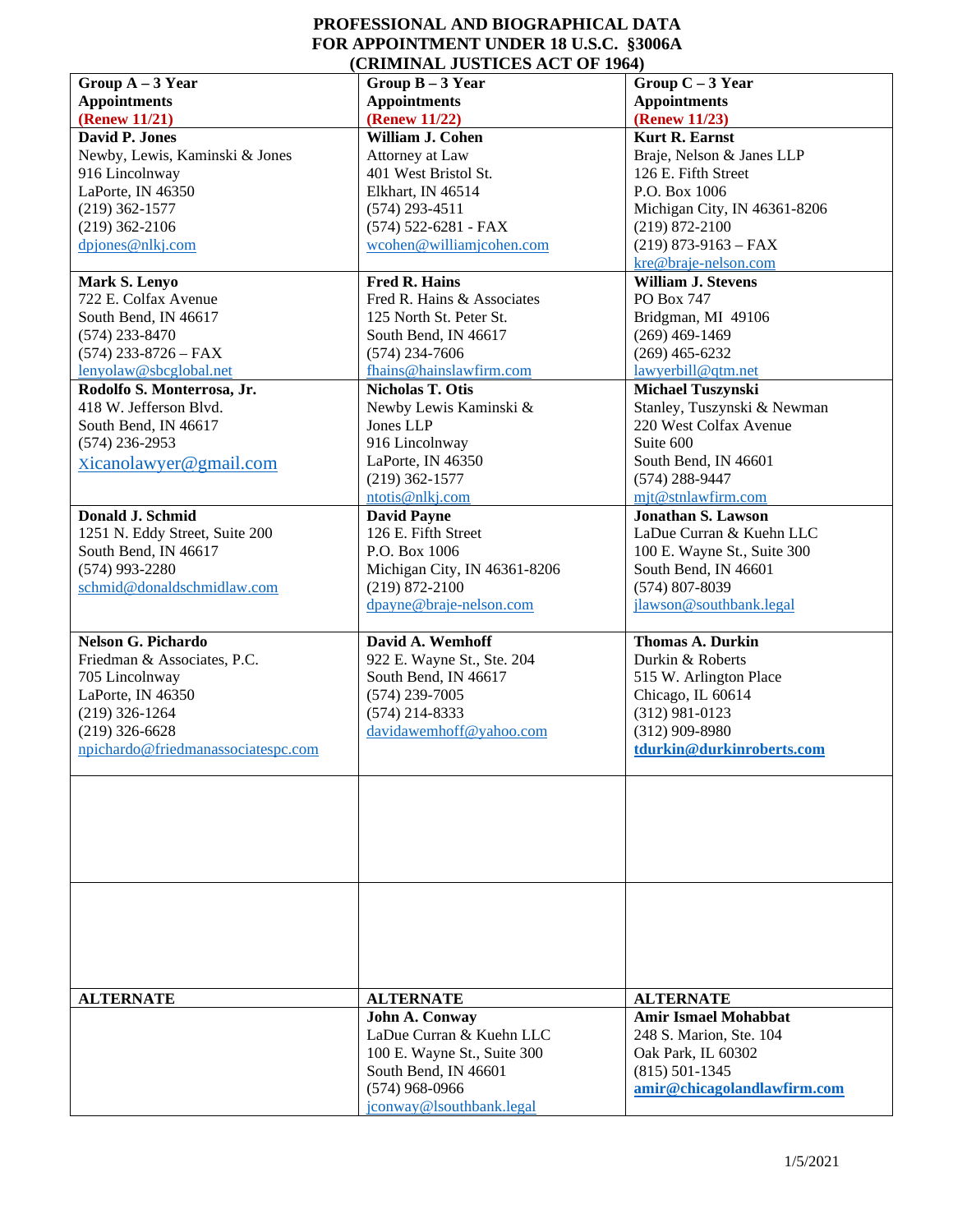**PROFESSIONAL AND BIOGRAPHICAL DATA**
**FOR APPOINTMENT UNDER 18 U.S.C. §3006A**
**(CRIMINAL JUSTICES ACT OF 1964)**

| **Group A – 3 Year Appointments (Renew 11/21)** | **Group B – 3 Year Appointments (Renew 11/22)** | **Group C – 3 Year Appointments (Renew 11/23)** |
|---|---|---|
| **David P. Jones**<br>Newby, Lewis, Kaminski & Jones<br>916 Lincolnway<br>LaPorte, IN 46350<br>(219) 362-1577<br>(219) 362-2106<br>dpjones@nlkj.com | **William J. Cohen**<br>Attorney at Law<br>401 West Bristol St.<br>Elkhart, IN 46514<br>(574) 293-4511<br>(574) 522-6281 - FAX<br>wcohen@williamjcohen.com | **Kurt R. Earnst**<br>Braje, Nelson & Janes LLP<br>126 E. Fifth Street<br>P.O. Box 1006<br>Michigan City, IN 46361-8206<br>(219) 872-2100<br>(219) 873-9163 – FAX<br>kre@braje-nelson.com |
| **Mark S. Lenyo**<br>722 E. Colfax Avenue<br>South Bend, IN 46617<br>(574) 233-8470<br>(574) 233-8726 – FAX<br>lenyolaw@sbcglobal.net | **Fred R. Hains**<br>Fred R. Hains & Associates<br>125 North St. Peter St.<br>South Bend, IN 46617<br>(574) 234-7606<br>fhains@hainslawfirm.com | **William J. Stevens**<br>PO Box 747<br>Bridgman, MI 49106<br>(269) 469-1469<br>(269) 465-6232<br>lawyerbill@qtm.net |
| **Rodolfo S. Monterrosa, Jr.**<br>418 W. Jefferson Blvd.<br>South Bend, IN 46617<br>(574) 236-2953<br>xicanolawyer@gmail.com | **Nicholas T. Otis**<br>Newby Lewis Kaminski & Jones LLP<br>916 Lincolnway<br>LaPorte, IN 46350<br>(219) 362-1577<br>ntotis@nlkj.com | **Michael Tuszynski**<br>Stanley, Tuszynski & Newman<br>220 West Colfax Avenue<br>Suite 600<br>South Bend, IN 46601<br>(574) 288-9447<br>mjt@stnlawfirm.com |
| **Donald J. Schmid**<br>1251 N. Eddy Street, Suite 200<br>South Bend, IN 46617<br>(574) 993-2280<br>schmid@donaldschmidlaw.com | **David Payne**<br>126 E. Fifth Street<br>P.O. Box 1006<br>Michigan City, IN 46361-8206<br>(219) 872-2100<br>dpayne@braje-nelson.com | **Jonathan S. Lawson**<br>LaDue Curran & Kuehn LLC<br>100 E. Wayne St., Suite 300<br>South Bend, IN 46601<br>(574) 807-8039<br>jlawson@southbank.legal |
| **Nelson G. Pichardo**<br>Friedman & Associates, P.C.<br>705 Lincolnway<br>LaPorte, IN 46350<br>(219) 326-1264<br>(219) 326-6628<br>npichardo@friedmanassociatespc.com | **David A. Wemhoff**<br>922 E. Wayne St., Ste. 204<br>South Bend, IN 46617<br>(574) 239-7005<br>(574) 214-8333<br>davidawemhoff@yahoo.com | **Thomas A. Durkin**<br>Durkin & Roberts<br>515 W. Arlington Place<br>Chicago, IL 60614<br>(312) 981-0123<br>(312) 909-8980<br>**tdurkin@durkinroberts.com** |
| | | |
| | | |
| **ALTERNATE** | **ALTERNATE** | **ALTERNATE** |
| | **John A. Conway**<br>LaDue Curran & Kuehn LLC<br>100 E. Wayne St., Suite 300<br>South Bend, IN 46601<br>(574) 968-0966<br>jconway@lsouthbank.legal | **Amir Ismael Mohabbat**<br>248 S. Marion, Ste. 104<br>Oak Park, IL 60302<br>(815) 501-1345<br>**amir@chicagolandlawfirm.com** |

1/5/2021